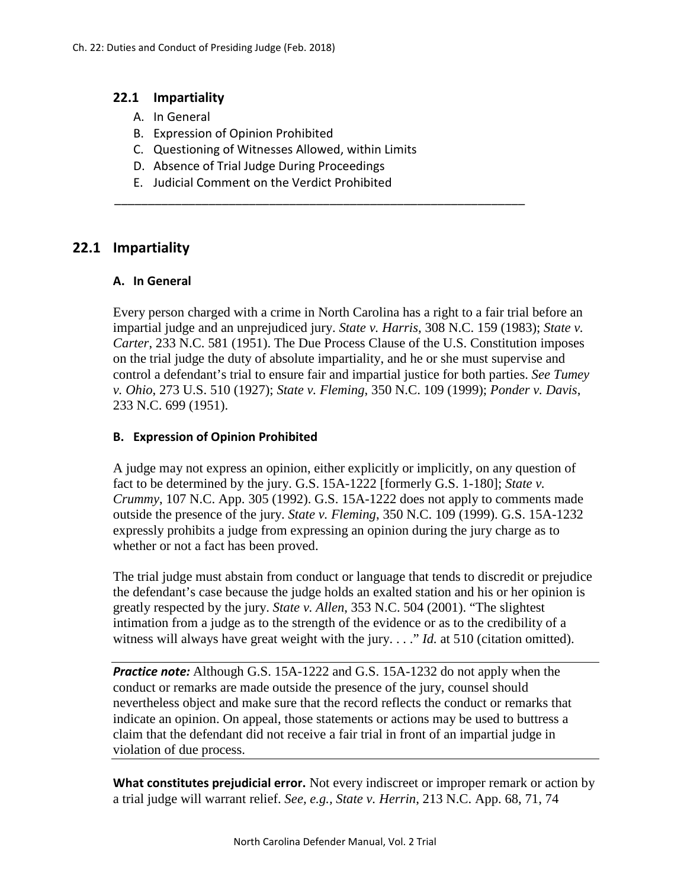## 22.1 Impartiality

A. In General
B. Expression of Opinion Prohibited
C. Questioning of Witnesses Allowed, within Limits
D. Absence of Trial Judge During Proceedings
E. Judicial Comment on the Verdict Prohibited

---

## 22.1 Impartiality

### A. In General

Every person charged with a crime in North Carolina has a right to a fair trial before an impartial judge and an unprejudiced jury. *State v. Harris*, 308 N.C. 159 (1983); *State v. Carter*, 233 N.C. 581 (1951). The Due Process Clause of the U.S. Constitution imposes on the trial judge the duty of absolute impartiality, and he or she must supervise and control a defendant's trial to ensure fair and impartial justice for both parties. *See Tumey v. Ohio*, 273 U.S. 510 (1927); *State v. Fleming*, 350 N.C. 109 (1999); *Ponder v. Davis*, 233 N.C. 699 (1951).

### B. Expression of Opinion Prohibited

A judge may not express an opinion, either explicitly or implicitly, on any question of fact to be determined by the jury. G.S. 15A-1222 [formerly G.S. 1-180]; *State v. Crummy*, 107 N.C. App. 305 (1992). G.S. 15A-1222 does not apply to comments made outside the presence of the jury. *State v. Fleming*, 350 N.C. 109 (1999). G.S. 15A-1232 expressly prohibits a judge from expressing an opinion during the jury charge as to whether or not a fact has been proved.

The trial judge must abstain from conduct or language that tends to discredit or prejudice the defendant's case because the judge holds an exalted station and his or her opinion is greatly respected by the jury. *State v. Allen*, 353 N.C. 504 (2001). "The slightest intimation from a judge as to the strength of the evidence or as to the credibility of a witness will always have great weight with the jury. . . ." *Id.* at 510 (citation omitted).

***Practice note:*** Although G.S. 15A-1222 and G.S. 15A-1232 do not apply when the conduct or remarks are made outside the presence of the jury, counsel should nevertheless object and make sure that the record reflects the conduct or remarks that indicate an opinion. On appeal, those statements or actions may be used to buttress a claim that the defendant did not receive a fair trial in front of an impartial judge in violation of due process.

**What constitutes prejudicial error.** Not every indiscreet or improper remark or action by a trial judge will warrant relief. *See, e.g.*, *State v. Herrin*, 213 N.C. App. 68, 71, 74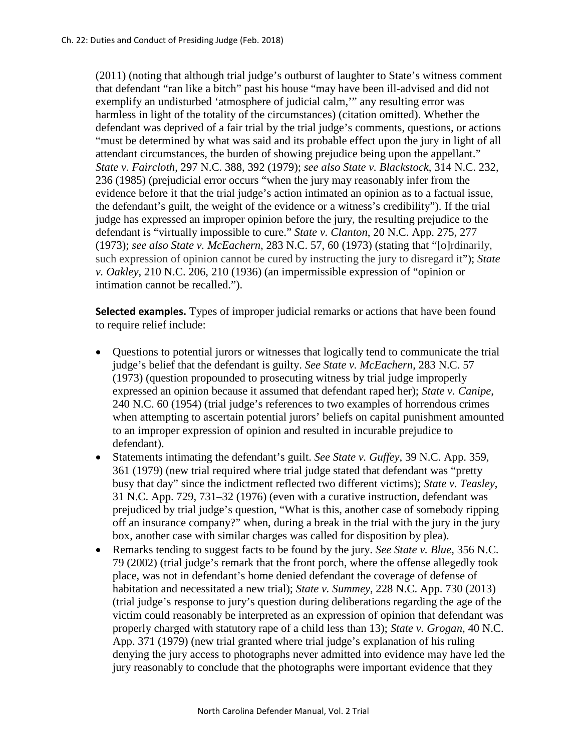(2011) (noting that although trial judge's outburst of laughter to State's witness comment that defendant "ran like a bitch" past his house "may have been ill-advised and did not exemplify an undisturbed 'atmosphere of judicial calm,'" any resulting error was harmless in light of the totality of the circumstances) (citation omitted). Whether the defendant was deprived of a fair trial by the trial judge's comments, questions, or actions "must be determined by what was said and its probable effect upon the jury in light of all attendant circumstances, the burden of showing prejudice being upon the appellant." *State v. Faircloth*, 297 N.C. 388, 392 (1979); *see also State v. Blackstock*, 314 N.C. 232, 236 (1985) (prejudicial error occurs "when the jury may reasonably infer from the evidence before it that the trial judge's action intimated an opinion as to a factual issue, the defendant's guilt, the weight of the evidence or a witness's credibility"). If the trial judge has expressed an improper opinion before the jury, the resulting prejudice to the defendant is "virtually impossible to cure." *State v. Clanton*, 20 N.C. App. 275, 277 (1973); *see also State v. McEachern*, 283 N.C. 57, 60 (1973) (stating that "[o]rdinarily, such expression of opinion cannot be cured by instructing the jury to disregard it"); *State v. Oakley*, 210 N.C. 206, 210 (1936) (an impermissible expression of "opinion or intimation cannot be recalled.").

**Selected examples.** Types of improper judicial remarks or actions that have been found to require relief include:

- Questions to potential jurors or witnesses that logically tend to communicate the trial judge's belief that the defendant is guilty. *See State v. McEachern*, 283 N.C. 57 (1973) (question propounded to prosecuting witness by trial judge improperly expressed an opinion because it assumed that defendant raped her); *State v. Canipe*, 240 N.C. 60 (1954) (trial judge's references to two examples of horrendous crimes when attempting to ascertain potential jurors' beliefs on capital punishment amounted to an improper expression of opinion and resulted in incurable prejudice to defendant).
- Statements intimating the defendant's guilt. *See State v. Guffey*, 39 N.C. App. 359, 361 (1979) (new trial required where trial judge stated that defendant was "pretty busy that day" since the indictment reflected two different victims); *State v. Teasley*, 31 N.C. App. 729, 731–32 (1976) (even with a curative instruction, defendant was prejudiced by trial judge's question, "What is this, another case of somebody ripping off an insurance company?" when, during a break in the trial with the jury in the jury box, another case with similar charges was called for disposition by plea).
- Remarks tending to suggest facts to be found by the jury. *See State v. Blue*, 356 N.C. 79 (2002) (trial judge's remark that the front porch, where the offense allegedly took place, was not in defendant's home denied defendant the coverage of defense of habitation and necessitated a new trial); *State v. Summey*, 228 N.C. App. 730 (2013) (trial judge's response to jury's question during deliberations regarding the age of the victim could reasonably be interpreted as an expression of opinion that defendant was properly charged with statutory rape of a child less than 13); *State v. Grogan*, 40 N.C. App. 371 (1979) (new trial granted where trial judge's explanation of his ruling denying the jury access to photographs never admitted into evidence may have led the jury reasonably to conclude that the photographs were important evidence that they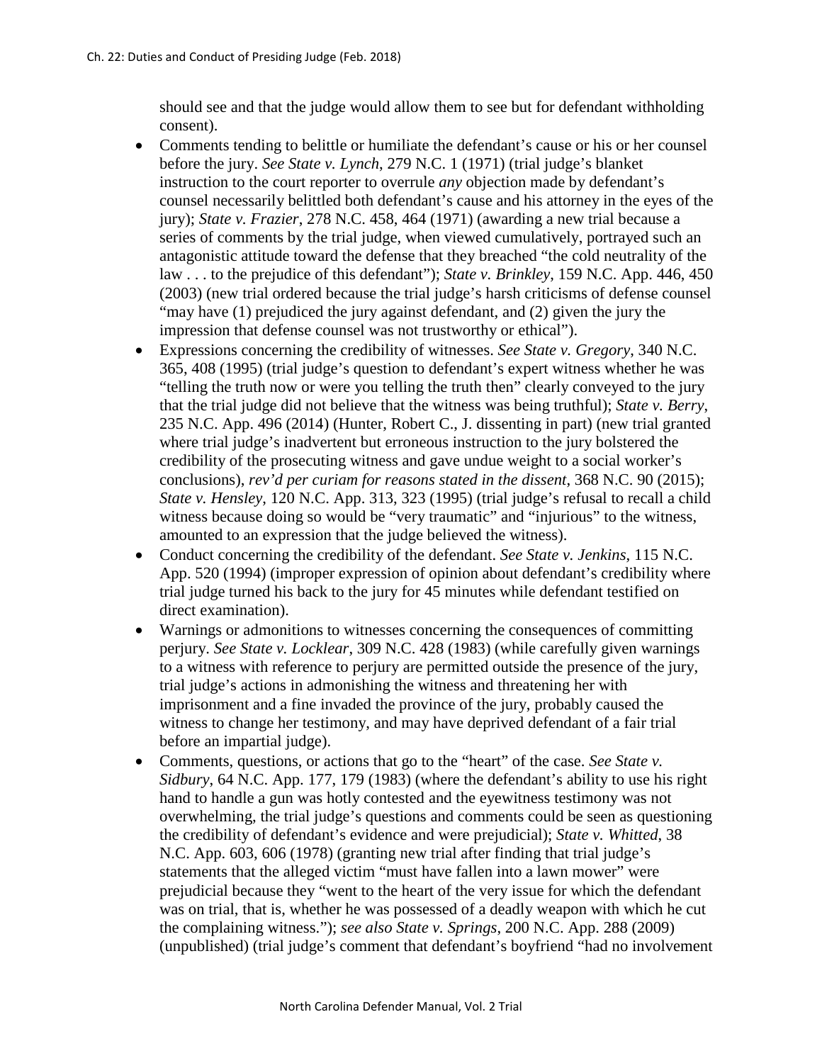should see and that the judge would allow them to see but for defendant withholding consent).

- Comments tending to belittle or humiliate the defendant's cause or his or her counsel before the jury. *See State v. Lynch*, 279 N.C. 1 (1971) (trial judge's blanket instruction to the court reporter to overrule *any* objection made by defendant's counsel necessarily belittled both defendant's cause and his attorney in the eyes of the jury); *State v. Frazier*, 278 N.C. 458, 464 (1971) (awarding a new trial because a series of comments by the trial judge, when viewed cumulatively, portrayed such an antagonistic attitude toward the defense that they breached "the cold neutrality of the law . . . to the prejudice of this defendant"); *State v. Brinkley*, 159 N.C. App. 446, 450 (2003) (new trial ordered because the trial judge's harsh criticisms of defense counsel "may have (1) prejudiced the jury against defendant, and (2) given the jury the impression that defense counsel was not trustworthy or ethical").
- Expressions concerning the credibility of witnesses. *See State v. Gregory*, 340 N.C. 365, 408 (1995) (trial judge's question to defendant's expert witness whether he was "telling the truth now or were you telling the truth then" clearly conveyed to the jury that the trial judge did not believe that the witness was being truthful); *State v. Berry*, 235 N.C. App. 496 (2014) (Hunter, Robert C., J. dissenting in part) (new trial granted where trial judge's inadvertent but erroneous instruction to the jury bolstered the credibility of the prosecuting witness and gave undue weight to a social worker's conclusions), *rev'd per curiam for reasons stated in the dissent*, 368 N.C. 90 (2015); *State v. Hensley*, 120 N.C. App. 313, 323 (1995) (trial judge's refusal to recall a child witness because doing so would be "very traumatic" and "injurious" to the witness, amounted to an expression that the judge believed the witness).
- Conduct concerning the credibility of the defendant. *See State v. Jenkins*, 115 N.C. App. 520 (1994) (improper expression of opinion about defendant's credibility where trial judge turned his back to the jury for 45 minutes while defendant testified on direct examination).
- Warnings or admonitions to witnesses concerning the consequences of committing perjury. *See State v. Locklear*, 309 N.C. 428 (1983) (while carefully given warnings to a witness with reference to perjury are permitted outside the presence of the jury, trial judge's actions in admonishing the witness and threatening her with imprisonment and a fine invaded the province of the jury, probably caused the witness to change her testimony, and may have deprived defendant of a fair trial before an impartial judge).
- Comments, questions, or actions that go to the "heart" of the case. *See State v. Sidbury*, 64 N.C. App. 177, 179 (1983) (where the defendant's ability to use his right hand to handle a gun was hotly contested and the eyewitness testimony was not overwhelming, the trial judge's questions and comments could be seen as questioning the credibility of defendant's evidence and were prejudicial); *State v. Whitted*, 38 N.C. App. 603, 606 (1978) (granting new trial after finding that trial judge's statements that the alleged victim "must have fallen into a lawn mower" were prejudicial because they "went to the heart of the very issue for which the defendant was on trial, that is, whether he was possessed of a deadly weapon with which he cut the complaining witness."); *see also State v. Springs*, 200 N.C. App. 288 (2009) (unpublished) (trial judge's comment that defendant's boyfriend "had no involvement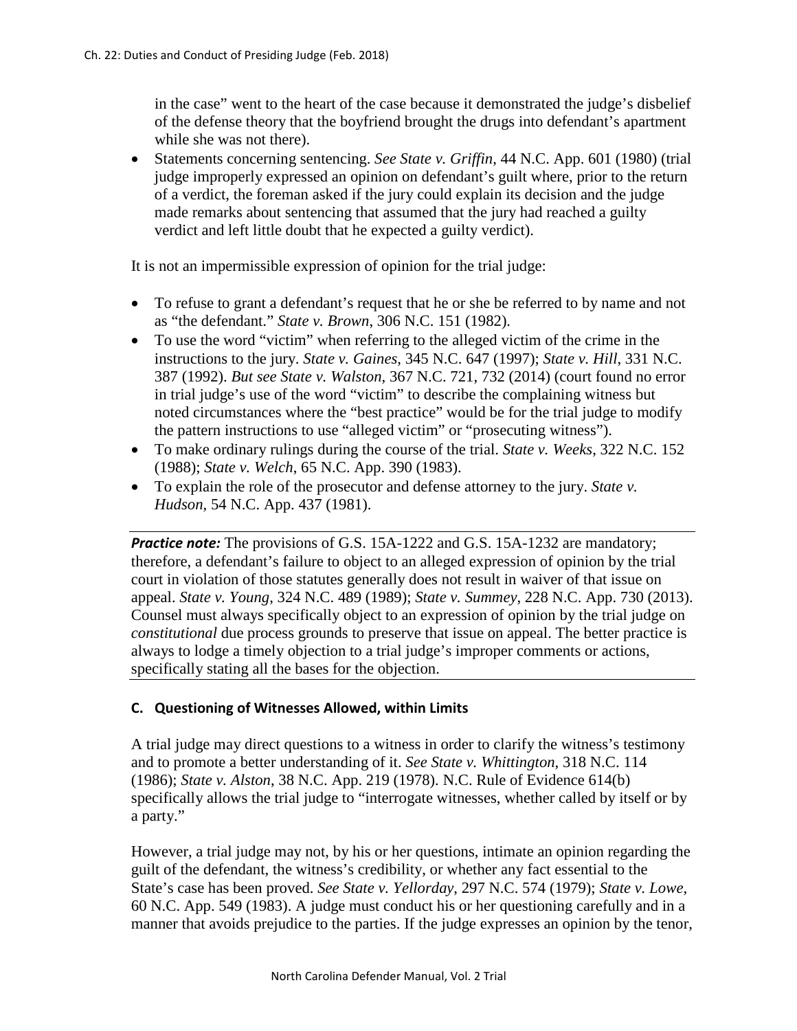in the case" went to the heart of the case because it demonstrated the judge's disbelief of the defense theory that the boyfriend brought the drugs into defendant's apartment while she was not there).

- Statements concerning sentencing. *See State v. Griffin*, 44 N.C. App. 601 (1980) (trial judge improperly expressed an opinion on defendant's guilt where, prior to the return of a verdict, the foreman asked if the jury could explain its decision and the judge made remarks about sentencing that assumed that the jury had reached a guilty verdict and left little doubt that he expected a guilty verdict).

It is not an impermissible expression of opinion for the trial judge:

- To refuse to grant a defendant's request that he or she be referred to by name and not as "the defendant." *State v. Brown*, 306 N.C. 151 (1982).
- To use the word "victim" when referring to the alleged victim of the crime in the instructions to the jury. *State v. Gaines*, 345 N.C. 647 (1997); *State v. Hill*, 331 N.C. 387 (1992). *But see State v. Walston*, 367 N.C. 721, 732 (2014) (court found no error in trial judge's use of the word "victim" to describe the complaining witness but noted circumstances where the "best practice" would be for the trial judge to modify the pattern instructions to use "alleged victim" or "prosecuting witness").
- To make ordinary rulings during the course of the trial. *State v. Weeks*, 322 N.C. 152 (1988); *State v. Welch*, 65 N.C. App. 390 (1983).
- To explain the role of the prosecutor and defense attorney to the jury. *State v. Hudson*, 54 N.C. App. 437 (1981).

***Practice note:*** The provisions of G.S. 15A-1222 and G.S. 15A-1232 are mandatory; therefore, a defendant's failure to object to an alleged expression of opinion by the trial court in violation of those statutes generally does not result in waiver of that issue on appeal. *State v. Young*, 324 N.C. 489 (1989); *State v. Summey*, 228 N.C. App. 730 (2013). Counsel must always specifically object to an expression of opinion by the trial judge on *constitutional* due process grounds to preserve that issue on appeal. The better practice is always to lodge a timely objection to a trial judge's improper comments or actions, specifically stating all the bases for the objection.

### C. Questioning of Witnesses Allowed, within Limits

A trial judge may direct questions to a witness in order to clarify the witness's testimony and to promote a better understanding of it. *See State v. Whittington*, 318 N.C. 114 (1986); *State v. Alston*, 38 N.C. App. 219 (1978). N.C. Rule of Evidence 614(b) specifically allows the trial judge to "interrogate witnesses, whether called by itself or by a party."

However, a trial judge may not, by his or her questions, intimate an opinion regarding the guilt of the defendant, the witness's credibility, or whether any fact essential to the State's case has been proved. *See State v. Yellorday*, 297 N.C. 574 (1979); *State v. Lowe*, 60 N.C. App. 549 (1983). A judge must conduct his or her questioning carefully and in a manner that avoids prejudice to the parties. If the judge expresses an opinion by the tenor,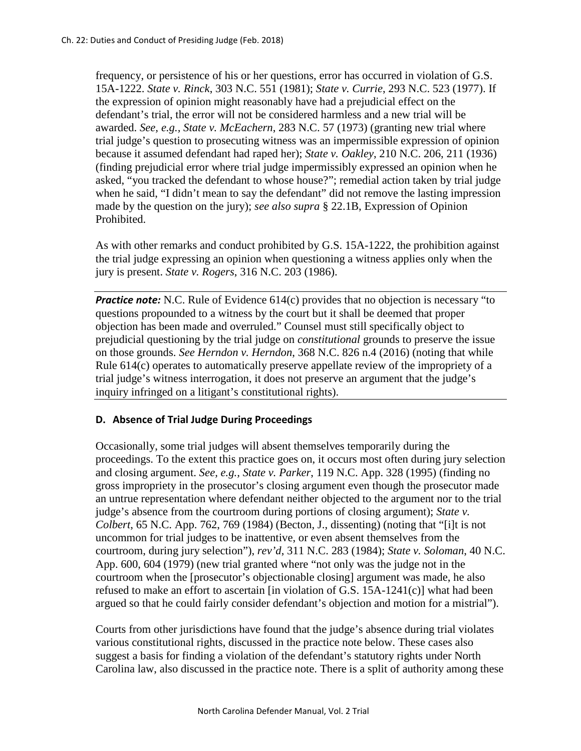frequency, or persistence of his or her questions, error has occurred in violation of G.S. 15A-1222. *State v. Rinck*, 303 N.C. 551 (1981); *State v. Currie*, 293 N.C. 523 (1977). If the expression of opinion might reasonably have had a prejudicial effect on the defendant's trial, the error will not be considered harmless and a new trial will be awarded. *See, e.g., State v. McEachern*, 283 N.C. 57 (1973) (granting new trial where trial judge's question to prosecuting witness was an impermissible expression of opinion because it assumed defendant had raped her); *State v. Oakley*, 210 N.C. 206, 211 (1936) (finding prejudicial error where trial judge impermissibly expressed an opinion when he asked, "you tracked the defendant to whose house?"; remedial action taken by trial judge when he said, "I didn't mean to say the defendant" did not remove the lasting impression made by the question on the jury); *see also supra* § 22.1B, Expression of Opinion Prohibited.

As with other remarks and conduct prohibited by G.S. 15A-1222, the prohibition against the trial judge expressing an opinion when questioning a witness applies only when the jury is present. *State v. Rogers*, 316 N.C. 203 (1986).

***Practice note:*** N.C. Rule of Evidence 614(c) provides that no objection is necessary "to questions propounded to a witness by the court but it shall be deemed that proper objection has been made and overruled." Counsel must still specifically object to prejudicial questioning by the trial judge on *constitutional* grounds to preserve the issue on those grounds. *See Herndon v. Herndon*, 368 N.C. 826 n.4 (2016) (noting that while Rule 614(c) operates to automatically preserve appellate review of the impropriety of a trial judge's witness interrogation, it does not preserve an argument that the judge's inquiry infringed on a litigant's constitutional rights).

### D. Absence of Trial Judge During Proceedings

Occasionally, some trial judges will absent themselves temporarily during the proceedings. To the extent this practice goes on, it occurs most often during jury selection and closing argument. *See, e.g., State v. Parker*, 119 N.C. App. 328 (1995) (finding no gross impropriety in the prosecutor's closing argument even though the prosecutor made an untrue representation where defendant neither objected to the argument nor to the trial judge's absence from the courtroom during portions of closing argument); *State v. Colbert*, 65 N.C. App. 762, 769 (1984) (Becton, J., dissenting) (noting that "[i]t is not uncommon for trial judges to be inattentive, or even absent themselves from the courtroom, during jury selection"), *rev'd*, 311 N.C. 283 (1984); *State v. Soloman*, 40 N.C. App. 600, 604 (1979) (new trial granted where "not only was the judge not in the courtroom when the [prosecutor's objectionable closing] argument was made, he also refused to make an effort to ascertain [in violation of G.S. 15A-1241(c)] what had been argued so that he could fairly consider defendant's objection and motion for a mistrial").

Courts from other jurisdictions have found that the judge's absence during trial violates various constitutional rights, discussed in the practice note below. These cases also suggest a basis for finding a violation of the defendant's statutory rights under North Carolina law, also discussed in the practice note. There is a split of authority among these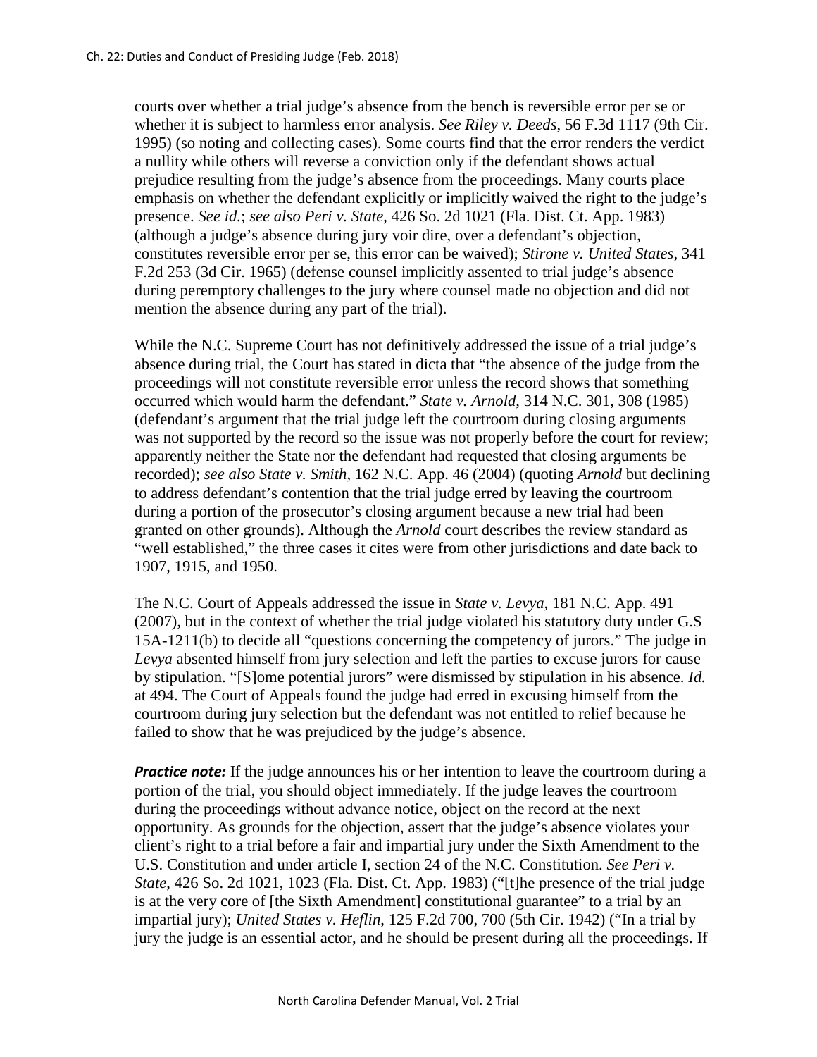courts over whether a trial judge's absence from the bench is reversible error per se or whether it is subject to harmless error analysis. *See Riley v. Deeds*, 56 F.3d 1117 (9th Cir. 1995) (so noting and collecting cases). Some courts find that the error renders the verdict a nullity while others will reverse a conviction only if the defendant shows actual prejudice resulting from the judge's absence from the proceedings. Many courts place emphasis on whether the defendant explicitly or implicitly waived the right to the judge's presence. *See id.*; *see also Peri v. State*, 426 So. 2d 1021 (Fla. Dist. Ct. App. 1983) (although a judge's absence during jury voir dire, over a defendant's objection, constitutes reversible error per se, this error can be waived); *Stirone v. United States*, 341 F.2d 253 (3d Cir. 1965) (defense counsel implicitly assented to trial judge's absence during peremptory challenges to the jury where counsel made no objection and did not mention the absence during any part of the trial).

While the N.C. Supreme Court has not definitively addressed the issue of a trial judge's absence during trial, the Court has stated in dicta that "the absence of the judge from the proceedings will not constitute reversible error unless the record shows that something occurred which would harm the defendant." *State v. Arnold*, 314 N.C. 301, 308 (1985) (defendant's argument that the trial judge left the courtroom during closing arguments was not supported by the record so the issue was not properly before the court for review; apparently neither the State nor the defendant had requested that closing arguments be recorded); *see also State v. Smith*, 162 N.C. App. 46 (2004) (quoting *Arnold* but declining to address defendant's contention that the trial judge erred by leaving the courtroom during a portion of the prosecutor's closing argument because a new trial had been granted on other grounds). Although the *Arnold* court describes the review standard as "well established," the three cases it cites were from other jurisdictions and date back to 1907, 1915, and 1950.

The N.C. Court of Appeals addressed the issue in *State v. Levya*, 181 N.C. App. 491 (2007), but in the context of whether the trial judge violated his statutory duty under G.S 15A-1211(b) to decide all "questions concerning the competency of jurors." The judge in *Levya* absented himself from jury selection and left the parties to excuse jurors for cause by stipulation. "[S]ome potential jurors" were dismissed by stipulation in his absence. *Id.* at 494. The Court of Appeals found the judge had erred in excusing himself from the courtroom during jury selection but the defendant was not entitled to relief because he failed to show that he was prejudiced by the judge's absence.

***Practice note:*** If the judge announces his or her intention to leave the courtroom during a portion of the trial, you should object immediately. If the judge leaves the courtroom during the proceedings without advance notice, object on the record at the next opportunity. As grounds for the objection, assert that the judge's absence violates your client's right to a trial before a fair and impartial jury under the Sixth Amendment to the U.S. Constitution and under article I, section 24 of the N.C. Constitution. *See Peri v. State*, 426 So. 2d 1021, 1023 (Fla. Dist. Ct. App. 1983) ("[t]he presence of the trial judge is at the very core of [the Sixth Amendment] constitutional guarantee" to a trial by an impartial jury); *United States v. Heflin*, 125 F.2d 700, 700 (5th Cir. 1942) ("In a trial by jury the judge is an essential actor, and he should be present during all the proceedings. If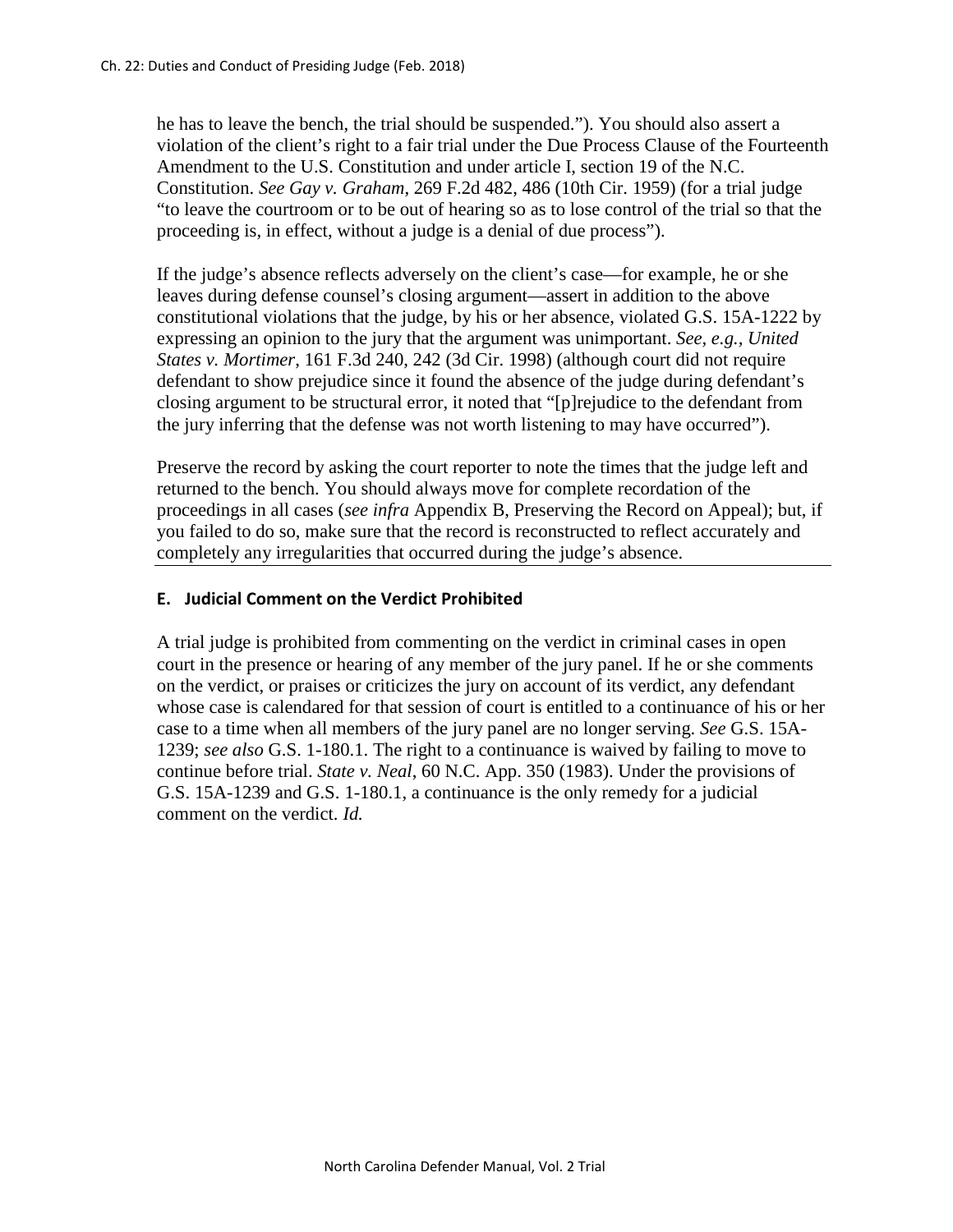he has to leave the bench, the trial should be suspended."). You should also assert a violation of the client's right to a fair trial under the Due Process Clause of the Fourteenth Amendment to the U.S. Constitution and under article I, section 19 of the N.C. Constitution. *See Gay v. Graham*, 269 F.2d 482, 486 (10th Cir. 1959) (for a trial judge "to leave the courtroom or to be out of hearing so as to lose control of the trial so that the proceeding is, in effect, without a judge is a denial of due process").

If the judge's absence reflects adversely on the client's case—for example, he or she leaves during defense counsel's closing argument—assert in addition to the above constitutional violations that the judge, by his or her absence, violated G.S. 15A-1222 by expressing an opinion to the jury that the argument was unimportant. *See, e.g.*, *United States v. Mortimer*, 161 F.3d 240, 242 (3d Cir. 1998) (although court did not require defendant to show prejudice since it found the absence of the judge during defendant's closing argument to be structural error, it noted that "[p]rejudice to the defendant from the jury inferring that the defense was not worth listening to may have occurred").

Preserve the record by asking the court reporter to note the times that the judge left and returned to the bench. You should always move for complete recordation of the proceedings in all cases (*see infra* Appendix B, Preserving the Record on Appeal); but, if you failed to do so, make sure that the record is reconstructed to reflect accurately and completely any irregularities that occurred during the judge's absence.

### E. Judicial Comment on the Verdict Prohibited

A trial judge is prohibited from commenting on the verdict in criminal cases in open court in the presence or hearing of any member of the jury panel. If he or she comments on the verdict, or praises or criticizes the jury on account of its verdict, any defendant whose case is calendared for that session of court is entitled to a continuance of his or her case to a time when all members of the jury panel are no longer serving. *See* G.S. 15A-1239; *see also* G.S. 1-180.1. The right to a continuance is waived by failing to move to continue before trial. *State v. Neal*, 60 N.C. App. 350 (1983). Under the provisions of G.S. 15A-1239 and G.S. 1-180.1, a continuance is the only remedy for a judicial comment on the verdict. *Id.*